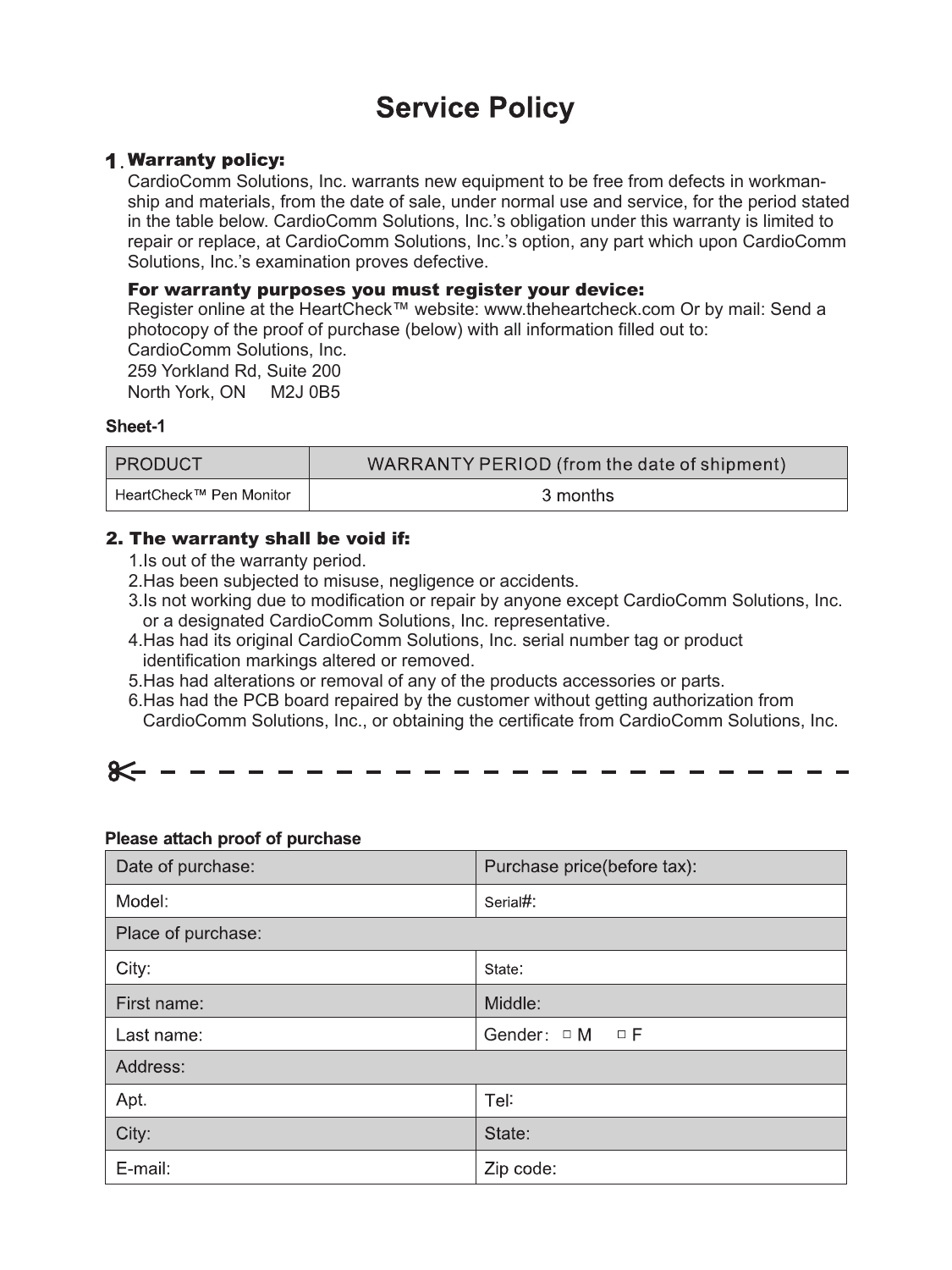# Service Policy

## 1. Warranty policy:

CardioComm Solutions, Inc. warrants new equipment to be free from defects in workmanship and materials, from the date of sale, under normal use and service, for the period stated in the table below. CardioComm Solutions, Inc.'s obligation under this warranty is limited to repair or replace, at CardioComm Solutions, Inc.'s option, any part which upon CardioComm Solutions, Inc.'s examination proves defective.

**For warranty purposes you must register your device:**

Register online at the HeartCheck™ website: www.theheartcheck.com Or by mail: Send a photocopy of the proof of purchase (below) with all information filled out to:
CardioComm Solutions, Inc.
259 Yorkland Rd, Suite 200
North York, ON M2J 0B5

**Sheet-1**

| PRODUCT | WARRANTY PERIOD (from the date of shipment) |
|---|---|
| HeartCheck™ Pen Monitor | 3 months |

## 2. The warranty shall be void if:

1. Is out of the warranty period.
2. Has been subjected to misuse, negligence or accidents.
3. Is not working due to modification or repair by anyone except CardioComm Solutions, Inc. or a designated CardioComm Solutions, Inc. representative.
4. Has had its original CardioComm Solutions, Inc. serial number tag or product identification markings altered or removed.
5. Has had alterations or removal of any of the products accessories or parts.
6. Has had the PCB board repaired by the customer without getting authorization from CardioComm Solutions, Inc., or obtaining the certificate from CardioComm Solutions, Inc.

---

**Please attach proof of purchase**

| Date of purchase: | Purchase price(before tax): |
|---|---|
| Model: | Serial#: |
| Place of purchase: | |
| City: | State: |
| First name: | Middle: |
| Last name: | Gender: □ M □ F |
| Address: | |
| Apt. | Tel: |
| City: | State: |
| E-mail: | Zip code: |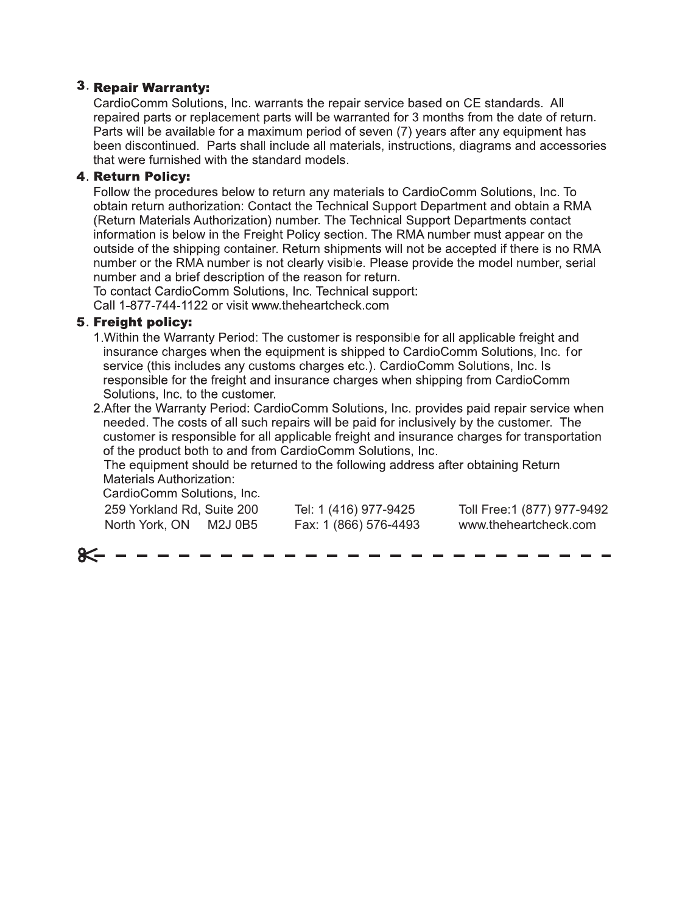3. **Repair Warranty:**

CardioComm Solutions, Inc. warrants the repair service based on CE standards. All repaired parts or replacement parts will be warranted for 3 months from the date of return. Parts will be available for a maximum period of seven (7) years after any equipment has been discontinued. Parts shall include all materials, instructions, diagrams and accessories that were furnished with the standard models.

4. **Return Policy:**

Follow the procedures below to return any materials to CardioComm Solutions, Inc. To obtain return authorization: Contact the Technical Support Department and obtain a RMA (Return Materials Authorization) number. The Technical Support Departments contact information is below in the Freight Policy section. The RMA number must appear on the outside of the shipping container. Return shipments will not be accepted if there is no RMA number or the RMA number is not clearly visible. Please provide the model number, serial number and a brief description of the reason for return.
To contact CardioComm Solutions, Inc. Technical support:
Call 1-877-744-1122 or visit www.theheartcheck.com

5. **Freight policy:**

1.Within the Warranty Period: The customer is responsible for all applicable freight and insurance charges when the equipment is shipped to CardioComm Solutions, Inc. for service (this includes any customs charges etc.). CardioComm Solutions, Inc. Is responsible for the freight and insurance charges when shipping from CardioComm Solutions, Inc. to the customer.

2.After the Warranty Period: CardioComm Solutions, Inc. provides paid repair service when needed. The costs of all such repairs will be paid for inclusively by the customer. The customer is responsible for all applicable freight and insurance charges for transportation of the product both to and from CardioComm Solutions, Inc.

The equipment should be returned to the following address after obtaining Return Materials Authorization:

CardioComm Solutions, Inc.

| | | |
|---|---|---|
| 259 Yorkland Rd, Suite 200 | Tel: 1 (416) 977-9425 | Toll Free:1 (877) 977-9492 |
| North York, ON M2J 0B5 | Fax: 1 (866) 576-4493 | www.theheartcheck.com |